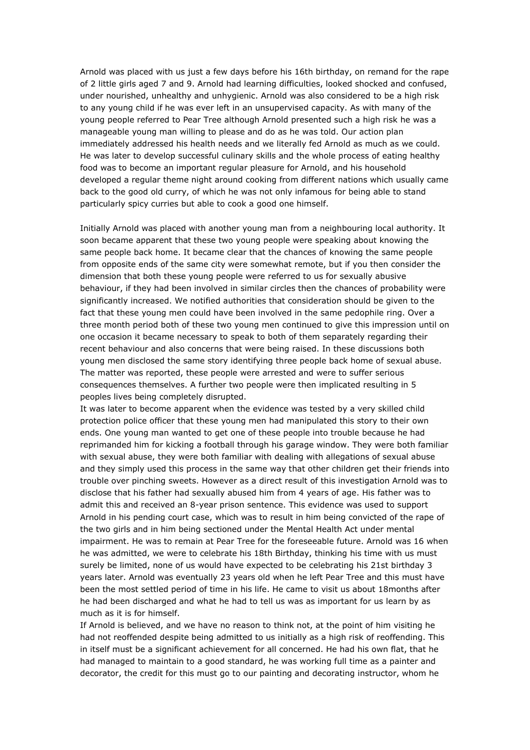Arnold was placed with us just a few days before his 16th birthday, on remand for the rape of 2 little girls aged 7 and 9. Arnold had learning difficulties, looked shocked and confused, under nourished, unhealthy and unhygienic. Arnold was also considered to be a high risk to any young child if he was ever left in an unsupervised capacity. As with many of the young people referred to Pear Tree although Arnold presented such a high risk he was a manageable young man willing to please and do as he was told. Our action plan immediately addressed his health needs and we literally fed Arnold as much as we could. He was later to develop successful culinary skills and the whole process of eating healthy food was to become an important regular pleasure for Arnold, and his household developed a regular theme night around cooking from different nations which usually came back to the good old curry, of which he was not only infamous for being able to stand particularly spicy curries but able to cook a good one himself.

Initially Arnold was placed with another young man from a neighbouring local authority. It soon became apparent that these two young people were speaking about knowing the same people back home. It became clear that the chances of knowing the same people from opposite ends of the same city were somewhat remote, but if you then consider the dimension that both these young people were referred to us for sexually abusive behaviour, if they had been involved in similar circles then the chances of probability were significantly increased. We notified authorities that consideration should be given to the fact that these young men could have been involved in the same pedophile ring. Over a three month period both of these two young men continued to give this impression until on one occasion it became necessary to speak to both of them separately regarding their recent behaviour and also concerns that were being raised. In these discussions both young men disclosed the same story identifying three people back home of sexual abuse. The matter was reported, these people were arrested and were to suffer serious consequences themselves. A further two people were then implicated resulting in 5 peoples lives being completely disrupted.

It was later to become apparent when the evidence was tested by a very skilled child protection police officer that these young men had manipulated this story to their own ends. One young man wanted to get one of these people into trouble because he had reprimanded him for kicking a football through his garage window. They were both familiar with sexual abuse, they were both familiar with dealing with allegations of sexual abuse and they simply used this process in the same way that other children get their friends into trouble over pinching sweets. However as a direct result of this investigation Arnold was to disclose that his father had sexually abused him from 4 years of age. His father was to admit this and received an 8-year prison sentence. This evidence was used to support Arnold in his pending court case, which was to result in him being convicted of the rape of the two girls and in him being sectioned under the Mental Health Act under mental impairment. He was to remain at Pear Tree for the foreseeable future. Arnold was 16 when he was admitted, we were to celebrate his 18th Birthday, thinking his time with us must surely be limited, none of us would have expected to be celebrating his 21st birthday 3 years later. Arnold was eventually 23 years old when he left Pear Tree and this must have been the most settled period of time in his life. He came to visit us about 18months after he had been discharged and what he had to tell us was as important for us learn by as much as it is for himself.

If Arnold is believed, and we have no reason to think not, at the point of him visiting he had not reoffended despite being admitted to us initially as a high risk of reoffending. This in itself must be a significant achievement for all concerned. He had his own flat, that he had managed to maintain to a good standard, he was working full time as a painter and decorator, the credit for this must go to our painting and decorating instructor, whom he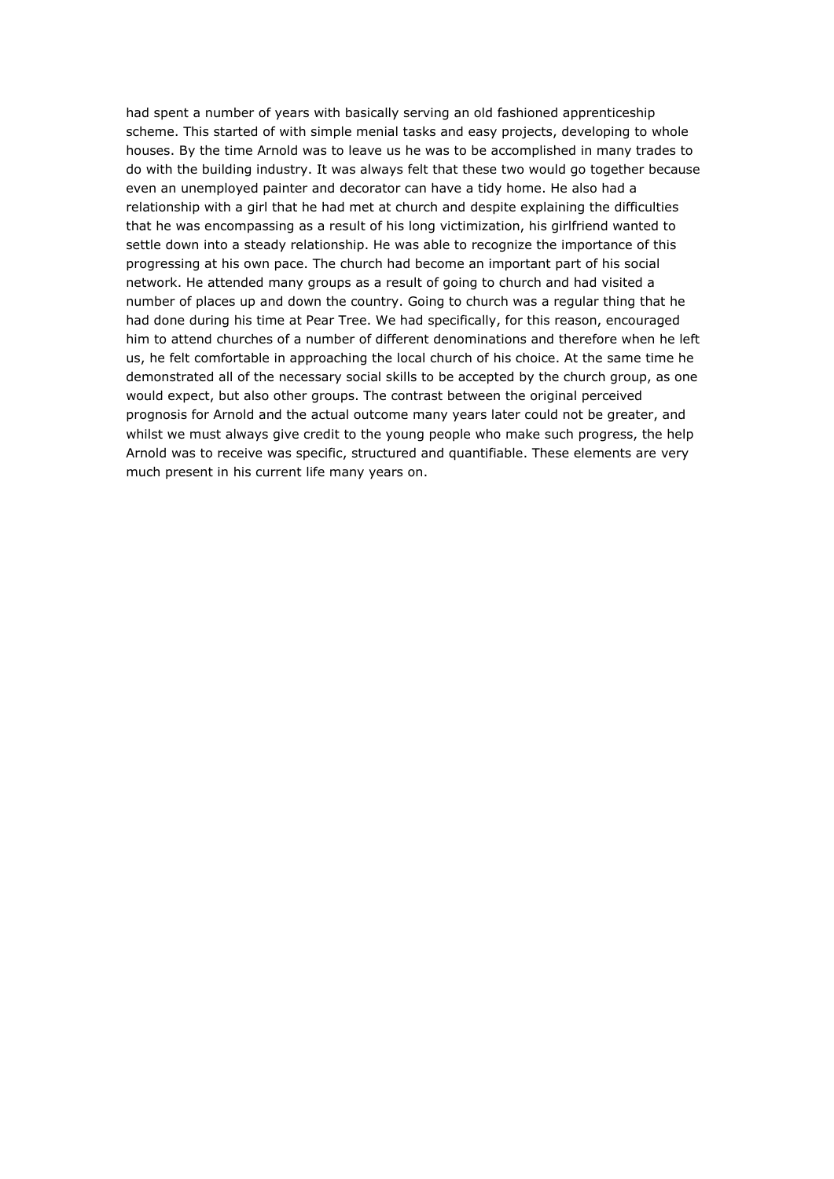had spent a number of years with basically serving an old fashioned apprenticeship scheme. This started of with simple menial tasks and easy projects, developing to whole houses. By the time Arnold was to leave us he was to be accomplished in many trades to do with the building industry. It was always felt that these two would go together because even an unemployed painter and decorator can have a tidy home. He also had a relationship with a girl that he had met at church and despite explaining the difficulties that he was encompassing as a result of his long victimization, his girlfriend wanted to settle down into a steady relationship. He was able to recognize the importance of this progressing at his own pace. The church had become an important part of his social network. He attended many groups as a result of going to church and had visited a number of places up and down the country. Going to church was a regular thing that he had done during his time at Pear Tree. We had specifically, for this reason, encouraged him to attend churches of a number of different denominations and therefore when he left us, he felt comfortable in approaching the local church of his choice. At the same time he demonstrated all of the necessary social skills to be accepted by the church group, as one would expect, but also other groups. The contrast between the original perceived prognosis for Arnold and the actual outcome many years later could not be greater, and whilst we must always give credit to the young people who make such progress, the help Arnold was to receive was specific, structured and quantifiable. These elements are very much present in his current life many years on.